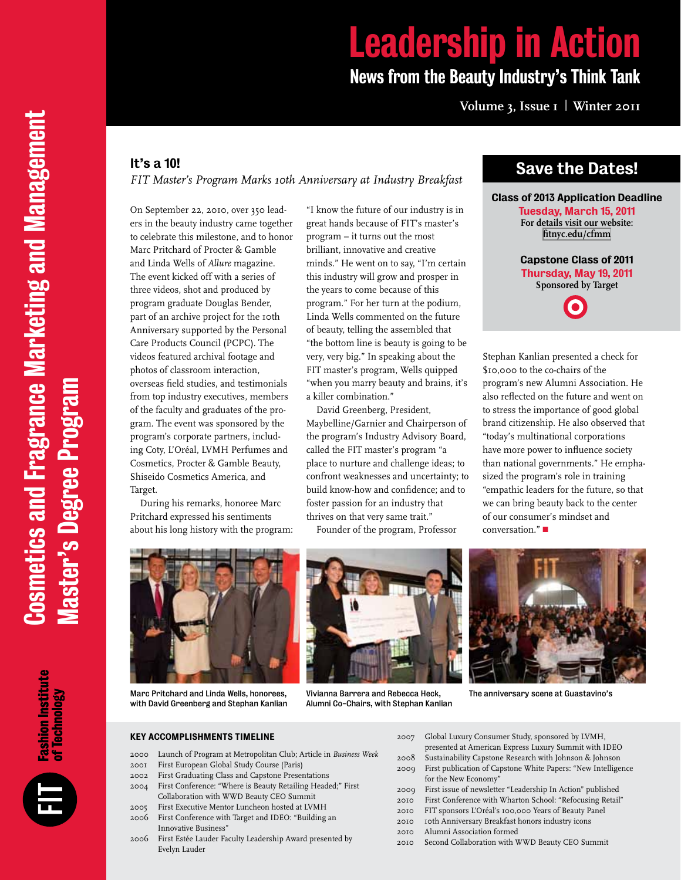# Leadership in Action

## News from the Beauty Industry's Think Tank

Volume 3, Issue 1 | Winter 2011

Cosmetics and Fragrance Marketing and Management Master's Degree Program

Fashion Institute of Technology

### It's a 10!

*FIT Master's Program Marks 10th Anniversary at Industry Breakfast*

On September 22, 2010, over 350 leaders in the beauty industry came together to celebrate this milestone, and to honor Marc Pritchard of Procter & Gamble and Linda Wells of *Allure* magazine. The event kicked off with a series of three videos, shot and produced by program graduate Douglas Bender, part of an archive project for the 10th Anniversary supported by the Personal Care Products Council (PCPC). The videos featured archival footage and photos of classroom interaction, overseas field studies, and testimonials from top industry executives, members of the faculty and graduates of the program. The event was sponsored by the program's corporate partners, including Coty, L'Oréal, LVMH Perfumes and Cosmetics, Procter & Gamble Beauty, Shiseido Cosmetics America, and Target.

During his remarks, honoree Marc Pritchard expressed his sentiments about his long history with the program: "I know the future of our industry is in great hands because of FIT's master's program – it turns out the most brilliant, innovative and creative minds." He went on to say, "I'm certain this industry will grow and prosper in the years to come because of this program." For her turn at the podium, Linda Wells commented on the future of beauty, telling the assembled that "the bottom line is beauty is going to be very, very big." In speaking about the FIT master's program, Wells quipped "when you marry beauty and brains, it's a killer combination."

David Greenberg, President, Maybelline/Garnier and Chairperson of the program's Industry Advisory Board, called the FIT master's program "a place to nurture and challenge ideas; to confront weaknesses and uncertainty; to build know-how and confidence; and to foster passion for an industry that thrives on that very same trait."

Founder of the program, Professor Stephan Kanlian presented a check for $10,000 to the co-chairs of the program's new Alumni Association. He also reflected on the future and went on to stress the importance of good global brand citizenship. He also observed that "today's multinational corporations have more power to influence society than national governments." He emphasized the program's role in training "empathic leaders for the future, so that we can bring beauty back to the center of our consumer's mindset and conversation." ■

## Save the Dates!

**Class of 2013 Application Deadline**
**Tuesday, March 15, 2011**
For details visit our website: fitnyc.edu/cfmm

**Capstone Class of 2011**
**Thursday, May 19, 2011**
Sponsored by Target

Marc Pritchard and Linda Wells, honorees, with David Greenberg and Stephan Kanlian

Vivianna Barrera and Rebecca Heck, Alumni Co-Chairs, with Stephan Kanlian

The anniversary scene at Guastavino's

### KEY ACCOMPLISHMENTS TIMELINE

- 2000 Launch of Program at Metropolitan Club; Article in *Business Week*
- 2001 First European Global Study Course (Paris)
- 2002 First Graduating Class and Capstone Presentations
- 2004 First Conference: "Where is Beauty Retailing Headed;" First Collaboration with WWD Beauty CEO Summit
- 2005 First Executive Mentor Luncheon hosted at LVMH
- 2006 First Conference with Target and IDEO: "Building an Innovative Business"
- 2006 First Estée Lauder Faculty Leadership Award presented by Evelyn Lauder
- 2007 Global Luxury Consumer Study, sponsored by LVMH, presented at American Express Luxury Summit with IDEO
- 2008 Sustainability Capstone Research with Johnson & Johnson
- 2009 First publication of Capstone White Papers: "New Intelligence for the New Economy"
- 2009 First issue of newsletter "Leadership In Action" published
- 2010 First Conference with Wharton School: "Refocusing Retail"
- 2010 FIT sponsors L'Oréal's 100,000 Years of Beauty Panel
- 2010 10th Anniversary Breakfast honors industry icons
- 2010 Alumni Association formed
- 2010 Second Collaboration with WWD Beauty CEO Summit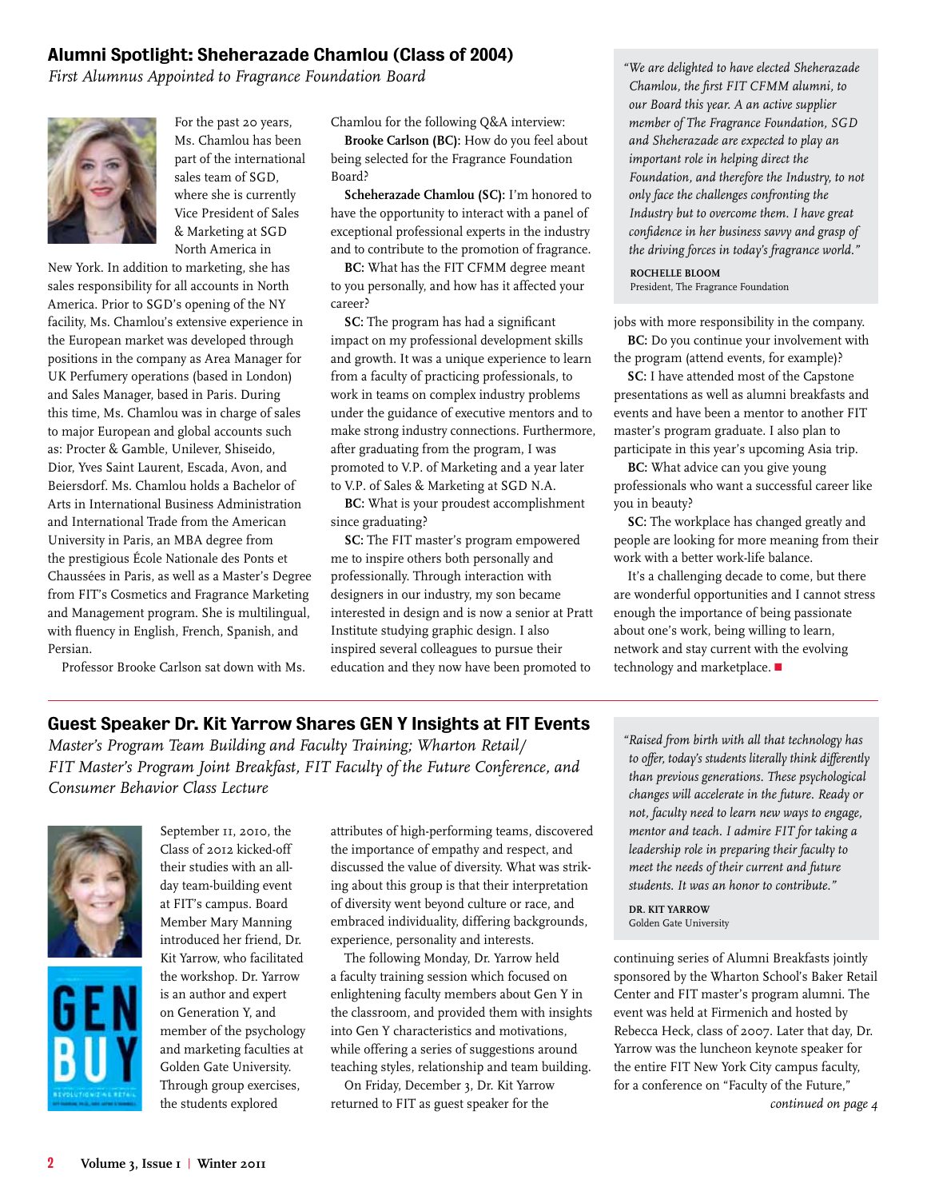## Alumni Spotlight: Sheherazade Chamlou (Class of 2004)

*First Alumnus Appointed to Fragrance Foundation Board*

For the past 20 years, Ms. Chamlou has been part of the international sales team of SGD, where she is currently Vice President of Sales & Marketing at SGD North America in New York. In addition to marketing, she has sales responsibility for all accounts in North America. Prior to SGD's opening of the NY facility, Ms. Chamlou's extensive experience in the European market was developed through positions in the company as Area Manager for UK Perfumery operations (based in London) and Sales Manager, based in Paris. During this time, Ms. Chamlou was in charge of sales to major European and global accounts such as: Procter & Gamble, Unilever, Shiseido, Dior, Yves Saint Laurent, Escada, Avon, and Beiersdorf. Ms. Chamlou holds a Bachelor of Arts in International Business Administration and International Trade from the American University in Paris, an MBA degree from the prestigious École Nationale des Ponts et Chaussées in Paris, as well as a Master's Degree from FIT's Cosmetics and Fragrance Marketing and Management program. She is multilingual, with fluency in English, French, Spanish, and Persian.

Professor Brooke Carlson sat down with Ms. Chamlou for the following Q&A interview:

**Brooke Carlson (BC):** How do you feel about being selected for the Fragrance Foundation Board?

**Scheherazade Chamlou (SC):** I'm honored to have the opportunity to interact with a panel of exceptional professional experts in the industry and to contribute to the promotion of fragrance.

**BC:** What has the FIT CFMM degree meant to you personally, and how has it affected your career?

**SC:** The program has had a significant impact on my professional development skills and growth. It was a unique experience to learn from a faculty of practicing professionals, to work in teams on complex industry problems under the guidance of executive mentors and to make strong industry connections. Furthermore, after graduating from the program, I was promoted to V.P. of Marketing and a year later to V.P. of Sales & Marketing at SGD N.A.

**BC:** What is your proudest accomplishment since graduating?

**SC:** The FIT master's program empowered me to inspire others both personally and professionally. Through interaction with designers in our industry, my son became interested in design and is now a senior at Pratt Institute studying graphic design. I also inspired several colleagues to pursue their education and they now have been promoted to jobs with more responsibility in the company.

**BC:** Do you continue your involvement with the program (attend events, for example)?

**SC:** I have attended most of the Capstone presentations as well as alumni breakfasts and events and have been a mentor to another FIT master's program graduate. I also plan to participate in this year's upcoming Asia trip.

**BC:** What advice can you give young professionals who want a successful career like you in beauty?

**SC:** The workplace has changed greatly and people are looking for more meaning from their work with a better work-life balance.

It's a challenging decade to come, but there are wonderful opportunities and I cannot stress enough the importance of being passionate about one's work, being willing to learn, network and stay current with the evolving technology and marketplace. ■

> *"We are delighted to have elected Sheherazade Chamlou, the first FIT CFMM alumni, to our Board this year. A an active supplier member of The Fragrance Foundation, SGD and Sheherazade are expected to play an important role in helping direct the Foundation, and therefore the Industry, to not only face the challenges confronting the Industry but to overcome them. I have great confidence in her business savvy and grasp of the driving forces in today's fragrance world."*
>
> **ROCHELLE BLOOM**
> President, The Fragrance Foundation

## Guest Speaker Dr. Kit Yarrow Shares GEN Y Insights at FIT Events

*Master's Program Team Building and Faculty Training; Wharton Retail/ FIT Master's Program Joint Breakfast, FIT Faculty of the Future Conference, and Consumer Behavior Class Lecture*

September 11, 2010, the Class of 2012 kicked-off their studies with an all-day team-building event at FIT's campus. Board Member Mary Manning introduced her friend, Dr. Kit Yarrow, who facilitated the workshop. Dr. Yarrow is an author and expert on Generation Y, and member of the psychology and marketing faculties at Golden Gate University. Through group exercises, the students explored attributes of high-performing teams, discovered the importance of empathy and respect, and discussed the value of diversity. What was striking about this group is that their interpretation of diversity went beyond culture or race, and embraced individuality, differing backgrounds, experience, personality and interests.

The following Monday, Dr. Yarrow held a faculty training session which focused on enlightening faculty members about Gen Y in the classroom, and provided them with insights into Gen Y characteristics and motivations, while offering a series of suggestions around teaching styles, relationship and team building.

On Friday, December 3, Dr. Kit Yarrow returned to FIT as guest speaker for the continuing series of Alumni Breakfasts jointly sponsored by the Wharton School's Baker Retail Center and FIT master's program alumni. The event was held at Firmenich and hosted by Rebecca Heck, class of 2007. Later that day, Dr. Yarrow was the luncheon keynote speaker for the entire FIT New York City campus faculty, for a conference on "Faculty of the Future,"

*continued on page 4*

> *"Raised from birth with all that technology has to offer, today's students literally think differently than previous generations. These psychological changes will accelerate in the future. Ready or not, faculty need to learn new ways to engage, mentor and teach. I admire FIT for taking a leadership role in preparing their faculty to meet the needs of their current and future students. It was an honor to contribute."*
>
> **DR. KIT YARROW**
> Golden Gate University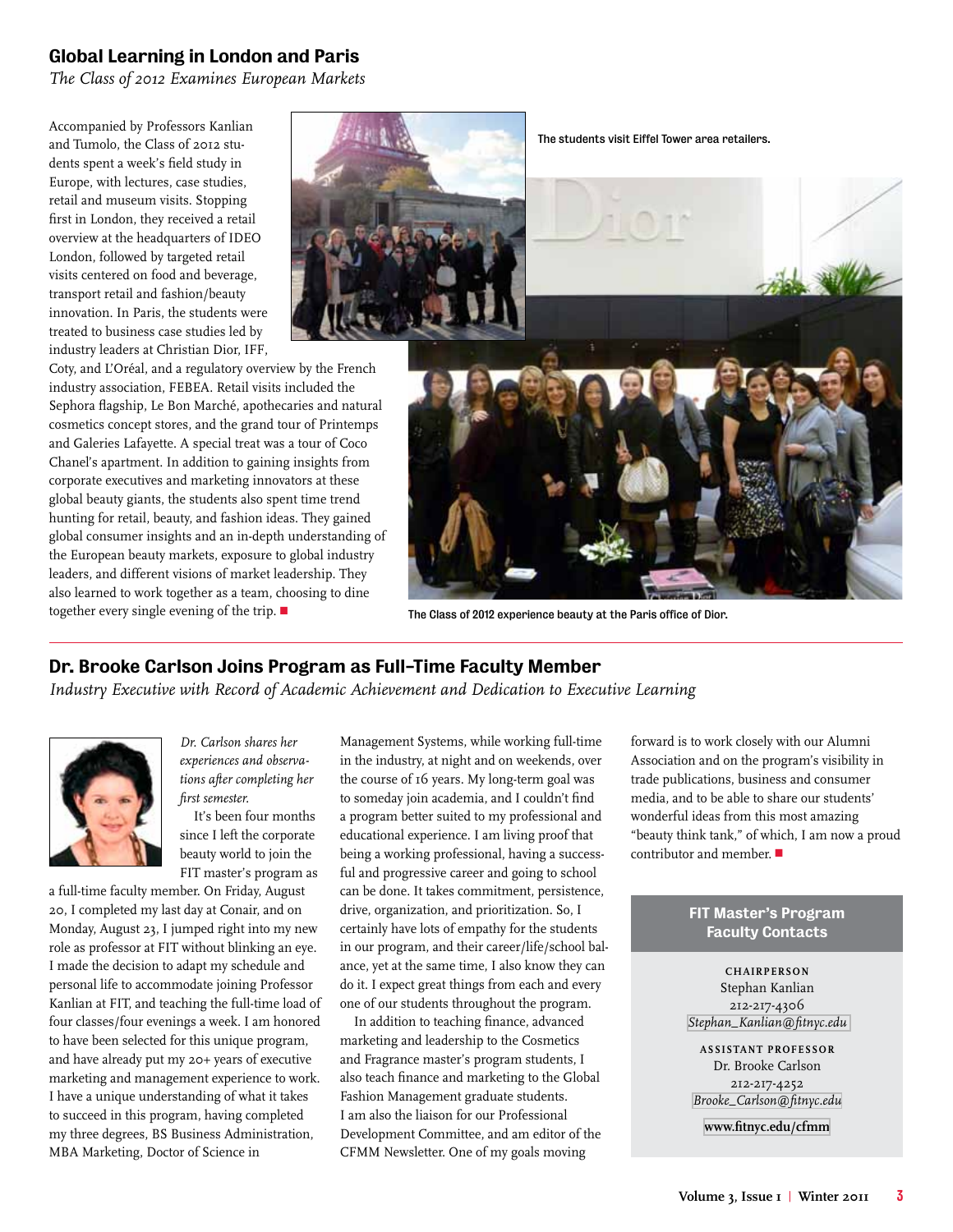## Global Learning in London and Paris

*The Class of 2012 Examines European Markets*

Accompanied by Professors Kanlian and Tumolo, the Class of 2012 students spent a week's field study in Europe, with lectures, case studies, retail and museum visits. Stopping first in London, they received a retail overview at the headquarters of IDEO London, followed by targeted retail visits centered on food and beverage, transport retail and fashion/beauty innovation. In Paris, the students were treated to business case studies led by industry leaders at Christian Dior, IFF, Coty, and L'Oréal, and a regulatory overview by the French industry association, FEBEA. Retail visits included the Sephora flagship, Le Bon Marché, apothecaries and natural cosmetics concept stores, and the grand tour of Printemps and Galeries Lafayette. A special treat was a tour of Coco Chanel's apartment. In addition to gaining insights from corporate executives and marketing innovators at these global beauty giants, the students also spent time trend hunting for retail, beauty, and fashion ideas. They gained global consumer insights and an in-depth understanding of the European beauty markets, exposure to global industry leaders, and different visions of market leadership. They also learned to work together as a team, choosing to dine together every single evening of the trip. ■

The students visit Eiffel Tower area retailers.

The Class of 2012 experience beauty at the Paris office of Dior.

## Dr. Brooke Carlson Joins Program as Full-Time Faculty Member

*Industry Executive with Record of Academic Achievement and Dedication to Executive Learning*

*Dr. Carlson shares her experiences and observations after completing her first semester.*

It's been four months since I left the corporate beauty world to join the FIT master's program as a full-time faculty member. On Friday, August 20, I completed my last day at Conair, and on Monday, August 23, I jumped right into my new role as professor at FIT without blinking an eye. I made the decision to adapt my schedule and personal life to accommodate joining Professor Kanlian at FIT, and teaching the full-time load of four classes/four evenings a week. I am honored to have been selected for this unique program, and have already put my 20+ years of executive marketing and management experience to work. I have a unique understanding of what it takes to succeed in this program, having completed my three degrees, BS Business Administration, MBA Marketing, Doctor of Science in Management Systems, while working full-time in the industry, at night and on weekends, over the course of 16 years. My long-term goal was to someday join academia, and I couldn't find a program better suited to my professional and educational experience. I am living proof that being a working professional, having a successful and progressive career and going to school can be done. It takes commitment, persistence, drive, organization, and prioritization. So, I certainly have lots of empathy for the students in our program, and their career/life/school balance, yet at the same time, I also know they can do it. I expect great things from each and every one of our students throughout the program.

In addition to teaching finance, advanced marketing and leadership to the Cosmetics and Fragrance master's program students, I also teach finance and marketing to the Global Fashion Management graduate students. I am also the liaison for our Professional Development Committee, and am editor of the CFMM Newsletter. One of my goals moving forward is to work closely with our Alumni Association and on the program's visibility in trade publications, business and consumer media, and to be able to share our students' wonderful ideas from this most amazing "beauty think tank," of which, I am now a proud contributor and member. ■

### FIT Master's Program Faculty Contacts

**CHAIRPERSON**
Stephan Kanlian
212-217-4306
*Stephan_Kanlian@fitnyc.edu*

**ASSISTANT PROFESSOR**
Dr. Brooke Carlson
212-217-4252
*Brooke_Carlson@fitnyc.edu*

**www.fitnyc.edu/cfmm**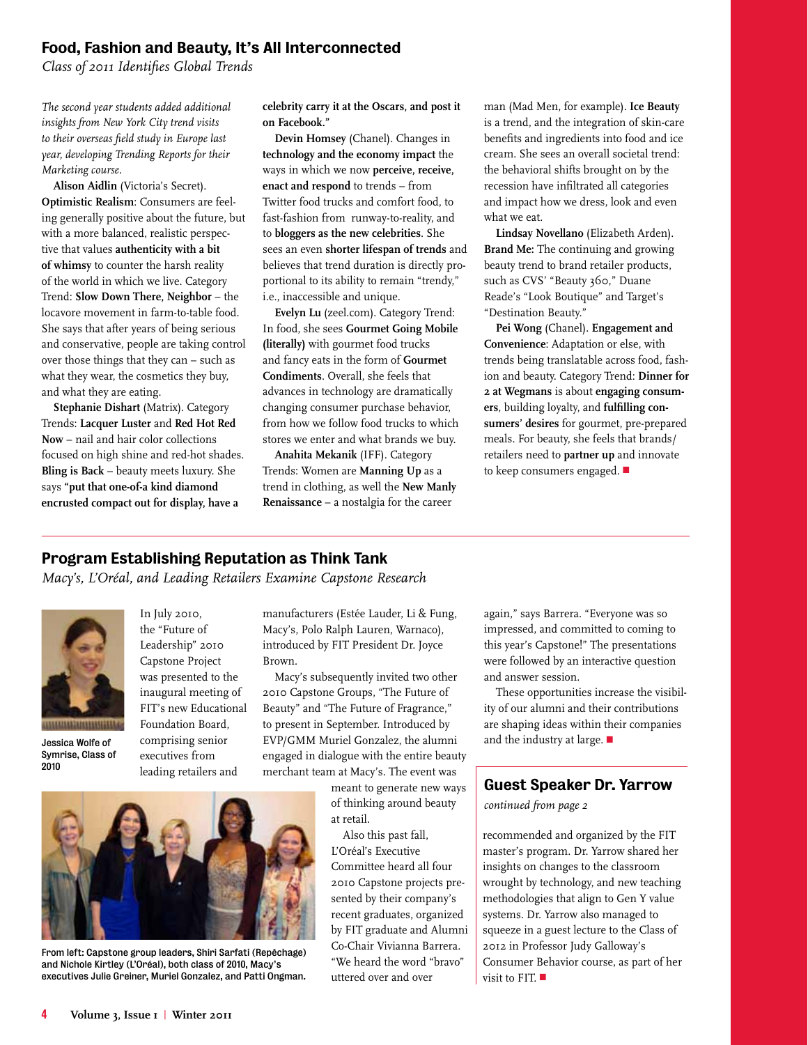## Food, Fashion and Beauty, It's All Interconnected

*Class of 2011 Identifies Global Trends*

*The second year students added additional insights from New York City trend visits to their overseas field study in Europe last year, developing Trending Reports for their Marketing course.*

**Alison Aidlin** (Victoria's Secret). **Optimistic Realism**: Consumers are feeling generally positive about the future, but with a more balanced, realistic perspective that values **authenticity with a bit of whimsy** to counter the harsh reality of the world in which we live. Category Trend: **Slow Down There, Neighbor** – the locavore movement in farm-to-table food. She says that after years of being serious and conservative, people are taking control over those things that they can – such as what they wear, the cosmetics they buy, and what they are eating.

**Stephanie Dishart** (Matrix). Category Trends: **Lacquer Luster** and **Red Hot Red Now** – nail and hair color collections focused on high shine and red-hot shades. **Bling is Back** – beauty meets luxury. She says "**put that one-of-a kind diamond encrusted compact out for display, have a celebrity carry it at the Oscars, and post it on Facebook.**"

**Devin Homsey** (Chanel). Changes in **technology and the economy impact** the ways in which we now **perceive, receive, enact and respond** to trends – from Twitter food trucks and comfort food, to fast-fashion from runway-to-reality, and to **bloggers as the new celebrities**. She sees an even **shorter lifespan of trends** and believes that trend duration is directly proportional to its ability to remain "trendy," i.e., inaccessible and unique.

**Evelyn Lu** (zeel.com). Category Trend: In food, she sees **Gourmet Going Mobile (literally)** with gourmet food trucks and fancy eats in the form of **Gourmet Condiments**. Overall, she feels that advances in technology are dramatically changing consumer purchase behavior, from how we follow food trucks to which stores we enter and what brands we buy.

**Anahita Mekanik** (IFF). Category Trends: Women are **Manning Up** as a trend in clothing, as well the **New Manly Renaissance** – a nostalgia for the career man (Mad Men, for example). **Ice Beauty** is a trend, and the integration of skin-care benefits and ingredients into food and ice cream. She sees an overall societal trend: the behavioral shifts brought on by the recession have infiltrated all categories and impact how we dress, look and even what we eat.

**Lindsay Novellano** (Elizabeth Arden). **Brand Me:** The continuing and growing beauty trend to brand retailer products, such as CVS' "Beauty 360," Duane Reade's "Look Boutique" and Target's "Destination Beauty."

**Pei Wong** (Chanel). **Engagement and Convenience**: Adaptation or else, with trends being translatable across food, fashion and beauty. Category Trend: **Dinner for 2 at Wegmans** is about **engaging consumers**, building loyalty, and **fulfilling consumers' desires** for gourmet, pre-prepared meals. For beauty, she feels that brands/retailers need to **partner up** and innovate to keep consumers engaged. ■

## Program Establishing Reputation as Think Tank

*Macy's, L'Oréal, and Leading Retailers Examine Capstone Research*

Jessica Wolfe of Symrise, Class of 2010

In July 2010, the "Future of Leadership" 2010 Capstone Project was presented to the inaugural meeting of FIT's new Educational Foundation Board, comprising senior executives from leading retailers and manufacturers (Estée Lauder, Li & Fung, Macy's, Polo Ralph Lauren, Warnaco), introduced by FIT President Dr. Joyce Brown.

Macy's subsequently invited two other 2010 Capstone Groups, "The Future of Beauty" and "The Future of Fragrance," to present in September. Introduced by EVP/GMM Muriel Gonzalez, the alumni engaged in dialogue with the entire beauty merchant team at Macy's. The event was meant to generate new ways of thinking around beauty at retail.

Also this past fall, L'Oréal's Executive Committee heard all four 2010 Capstone projects presented by their company's recent graduates, organized by FIT graduate and Alumni Co-Chair Vivianna Barrera. "We heard the word "bravo" uttered over and over again," says Barrera. "Everyone was so impressed, and committed to coming to this year's Capstone!" The presentations were followed by an interactive question and answer session.

These opportunities increase the visibility of our alumni and their contributions are shaping ideas within their companies and the industry at large. ■

From left: Capstone group leaders, Shiri Sarfati (Repêchage) and Nichole Kirtley (L'Oréal), both class of 2010, Macy's executives Julie Greiner, Muriel Gonzalez, and Patti Ongman.

## Guest Speaker Dr. Yarrow

*continued from page 2*

recommended and organized by the FIT master's program. Dr. Yarrow shared her insights on changes to the classroom wrought by technology, and new teaching methodologies that align to Gen Y value systems. Dr. Yarrow also managed to squeeze in a guest lecture to the Class of 2012 in Professor Judy Galloway's Consumer Behavior course, as part of her visit to FIT. ■